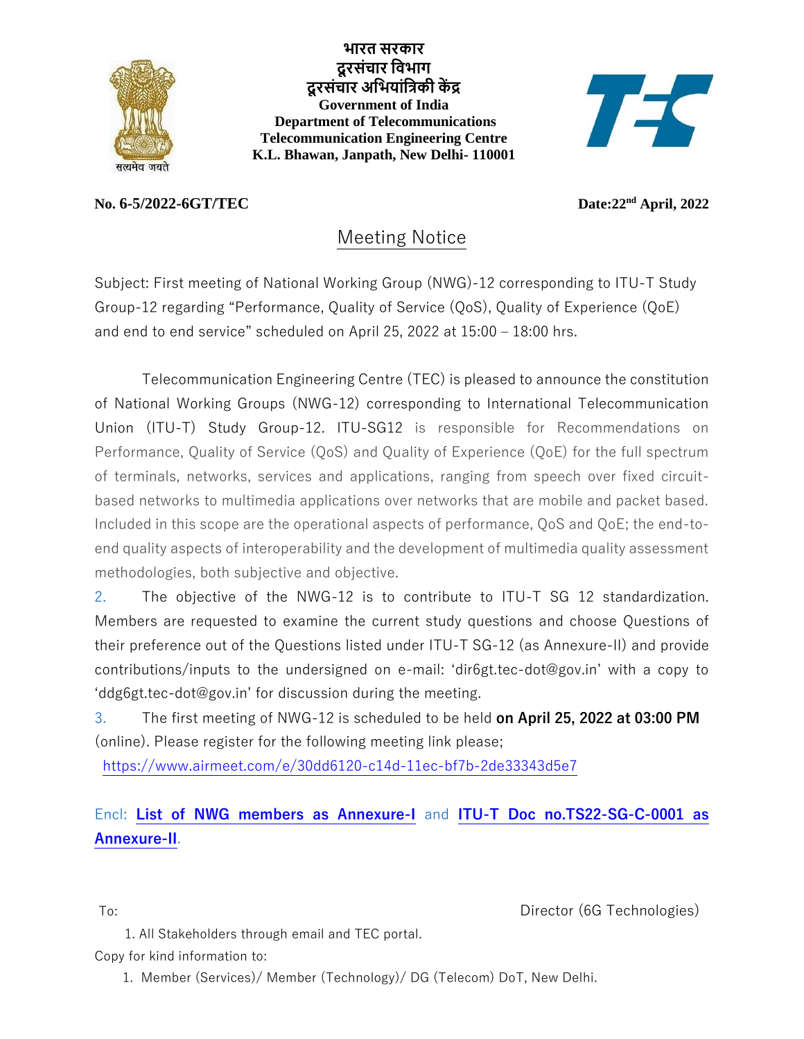भारत सरकार
दूरसंचार विभाग
दूरसंचार अभियांत्रिकी केंद्र
**Government of India**
**Department of Telecommunications**
**Telecommunication Engineering Centre**
**K.L. Bhawan, Janpath, New Delhi- 110001**

सत्यमेव जयते

**No. 6-5/2022-6GT/TEC** **Date:22nd April, 2022**

# Meeting Notice

Subject: First meeting of National Working Group (NWG)-12 corresponding to ITU-T Study Group-12 regarding "Performance, Quality of Service (QoS), Quality of Experience (QoE) and end to end service" scheduled on April 25, 2022 at 15:00 – 18:00 hrs.

Telecommunication Engineering Centre (TEC) is pleased to announce the constitution of National Working Groups (NWG-12) corresponding to International Telecommunication Union (ITU-T) Study Group-12. ITU-SG12 is responsible for Recommendations on Performance, Quality of Service (QoS) and Quality of Experience (QoE) for the full spectrum of terminals, networks, services and applications, ranging from speech over fixed circuit-based networks to multimedia applications over networks that are mobile and packet based. Included in this scope are the operational aspects of performance, QoS and QoE; the end-to-end quality aspects of interoperability and the development of multimedia quality assessment methodologies, both subjective and objective.

2. The objective of the NWG-12 is to contribute to ITU-T SG 12 standardization. Members are requested to examine the current study questions and choose Questions of their preference out of the Questions listed under ITU-T SG-12 (as Annexure-II) and provide contributions/inputs to the undersigned on e-mail: 'dir6gt.tec-dot@gov.in' with a copy to 'ddg6gt.tec-dot@gov.in' for discussion during the meeting.

3. The first meeting of NWG-12 is scheduled to be held **on April 25, 2022 at 03:00 PM** (online). Please register for the following meeting link please;
https://www.airmeet.com/e/30dd6120-c14d-11ec-bf7b-2de33343d5e7

Encl: **List of NWG members as Annexure-I** and **ITU-T Doc no.TS22-SG-C-0001 as Annexure-II**.

To: Director (6G Technologies)

1. All Stakeholders through email and TEC portal.

Copy for kind information to:

1. Member (Services)/ Member (Technology)/ DG (Telecom) DoT, New Delhi.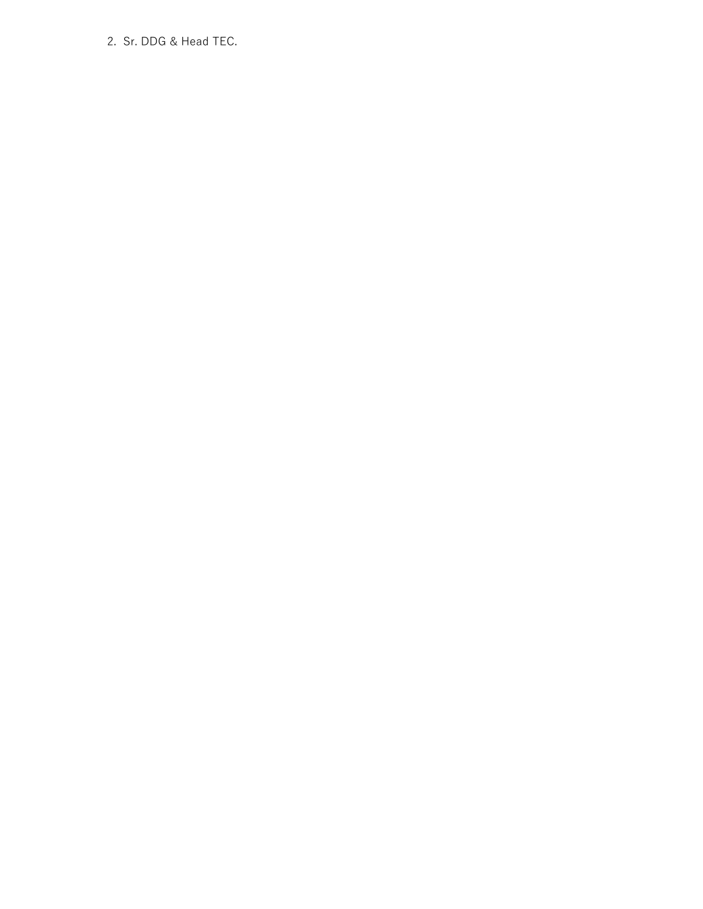2. Sr. DDG & Head TEC.